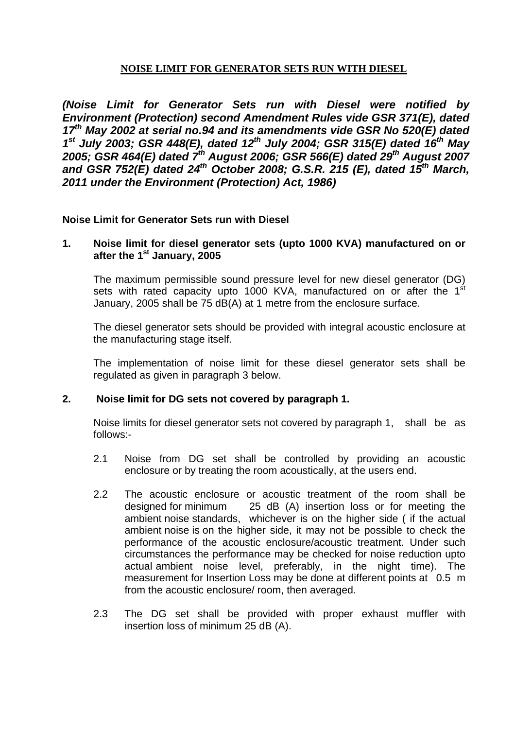# NOISE LIMIT FOR GENERATOR SETS RUN WITH DIESEL

***(Noise Limit for Generator Sets run with Diesel were notified by Environment (Protection) second Amendment Rules vide GSR 371(E), dated 17th May 2002 at serial no.94 and its amendments vide GSR No 520(E) dated 1st July 2003; GSR 448(E), dated 12th July 2004; GSR 315(E) dated 16th May 2005; GSR 464(E) dated 7th August 2006; GSR 566(E) dated 29th August 2007 and GSR 752(E) dated 24th October 2008; G.S.R. 215 (E), dated 15th March, 2011 under the Environment (Protection) Act, 1986)***

**Noise Limit for Generator Sets run with Diesel**

**1. Noise limit for diesel generator sets (upto 1000 KVA) manufactured on or after the 1st January, 2005**

The maximum permissible sound pressure level for new diesel generator (DG) sets with rated capacity upto 1000 KVA, manufactured on or after the 1st January, 2005 shall be 75 dB(A) at 1 metre from the enclosure surface.

The diesel generator sets should be provided with integral acoustic enclosure at the manufacturing stage itself.

The implementation of noise limit for these diesel generator sets shall be regulated as given in paragraph 3 below.

**2. Noise limit for DG sets not covered by paragraph 1.**

Noise limits for diesel generator sets not covered by paragraph 1, shall be as follows:-

2.1 Noise from DG set shall be controlled by providing an acoustic enclosure or by treating the room acoustically, at the users end.

2.2 The acoustic enclosure or acoustic treatment of the room shall be designed for minimum 25 dB (A) insertion loss or for meeting the ambient noise standards, whichever is on the higher side ( if the actual ambient noise is on the higher side, it may not be possible to check the performance of the acoustic enclosure/acoustic treatment. Under such circumstances the performance may be checked for noise reduction upto actual ambient noise level, preferably, in the night time). The measurement for Insertion Loss may be done at different points at 0.5 m from the acoustic enclosure/ room, then averaged.

2.3 The DG set shall be provided with proper exhaust muffler with insertion loss of minimum 25 dB (A).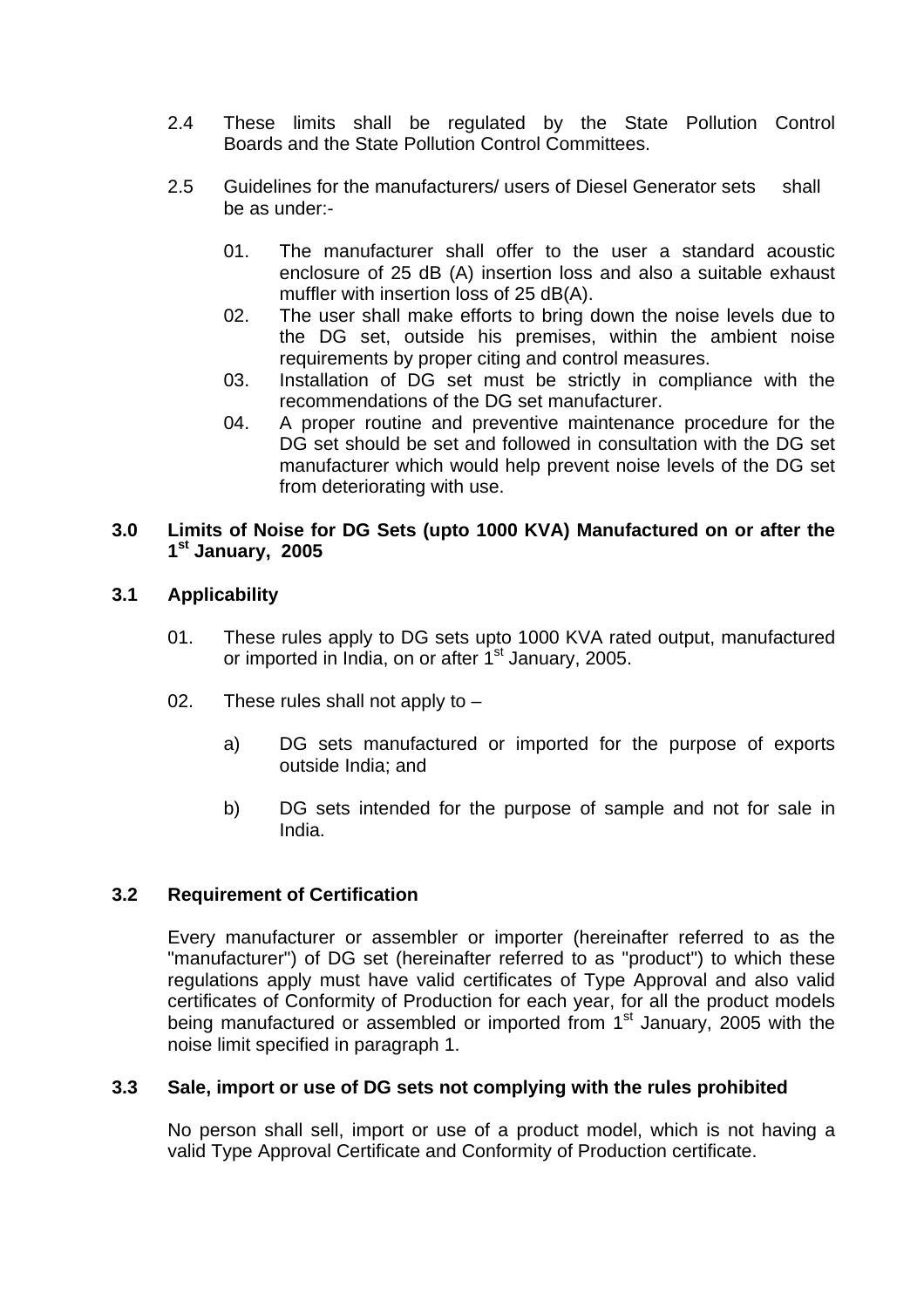2.4 These limits shall be regulated by the State Pollution Control Boards and the State Pollution Control Committees.

2.5 Guidelines for the manufacturers/ users of Diesel Generator sets shall be as under:-

01. The manufacturer shall offer to the user a standard acoustic enclosure of 25 dB (A) insertion loss and also a suitable exhaust muffler with insertion loss of 25 dB(A).
02. The user shall make efforts to bring down the noise levels due to the DG set, outside his premises, within the ambient noise requirements by proper citing and control measures.
03. Installation of DG set must be strictly in compliance with the recommendations of the DG set manufacturer.
04. A proper routine and preventive maintenance procedure for the DG set should be set and followed in consultation with the DG set manufacturer which would help prevent noise levels of the DG set from deteriorating with use.

## 3.0 Limits of Noise for DG Sets (upto 1000 KVA) Manufactured on or after the 1st January, 2005

### 3.1 Applicability

01. These rules apply to DG sets upto 1000 KVA rated output, manufactured or imported in India, on or after 1st January, 2005.

02. These rules shall not apply to –

a) DG sets manufactured or imported for the purpose of exports outside India; and

b) DG sets intended for the purpose of sample and not for sale in India.

### 3.2 Requirement of Certification

Every manufacturer or assembler or importer (hereinafter referred to as the "manufacturer") of DG set (hereinafter referred to as "product") to which these regulations apply must have valid certificates of Type Approval and also valid certificates of Conformity of Production for each year, for all the product models being manufactured or assembled or imported from 1st January, 2005 with the noise limit specified in paragraph 1.

### 3.3 Sale, import or use of DG sets not complying with the rules prohibited

No person shall sell, import or use of a product model, which is not having a valid Type Approval Certificate and Conformity of Production certificate.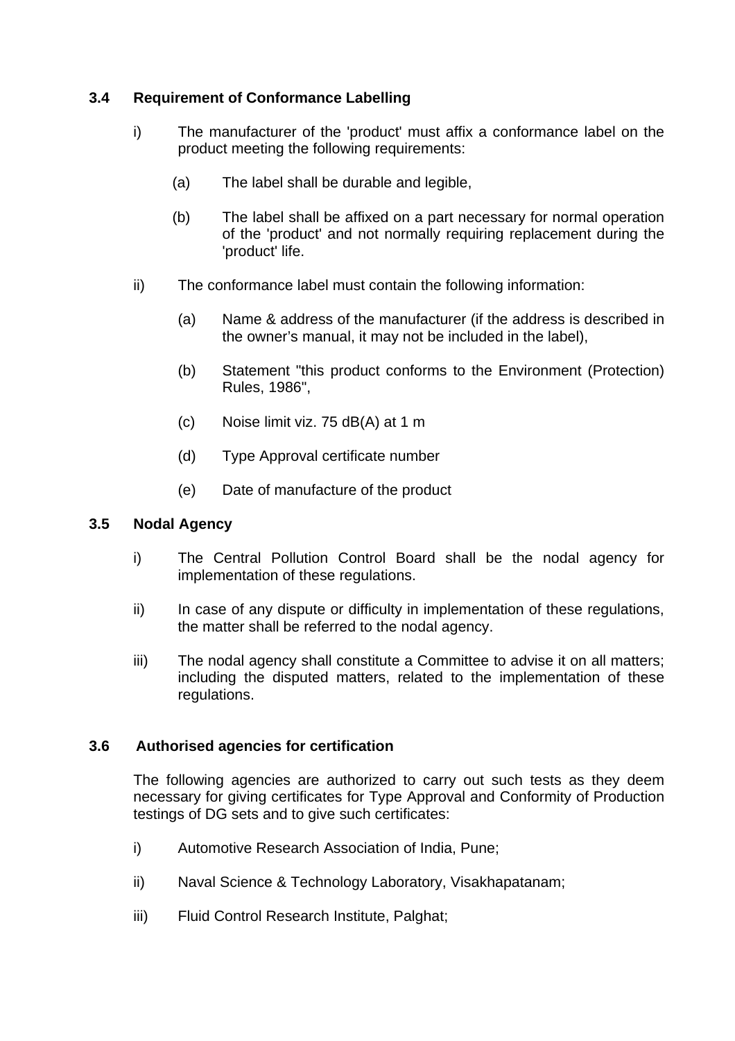### 3.4 Requirement of Conformance Labelling

i) The manufacturer of the 'product' must affix a conformance label on the product meeting the following requirements:

   (a) The label shall be durable and legible,

   (b) The label shall be affixed on a part necessary for normal operation of the 'product' and not normally requiring replacement during the 'product' life.

ii) The conformance label must contain the following information:

   (a) Name & address of the manufacturer (if the address is described in the owner's manual, it may not be included in the label),

   (b) Statement "this product conforms to the Environment (Protection) Rules, 1986",

   (c) Noise limit viz. 75 dB(A) at 1 m

   (d) Type Approval certificate number

   (e) Date of manufacture of the product

### 3.5 Nodal Agency

i) The Central Pollution Control Board shall be the nodal agency for implementation of these regulations.

ii) In case of any dispute or difficulty in implementation of these regulations, the matter shall be referred to the nodal agency.

iii) The nodal agency shall constitute a Committee to advise it on all matters; including the disputed matters, related to the implementation of these regulations.

### 3.6 Authorised agencies for certification

The following agencies are authorized to carry out such tests as they deem necessary for giving certificates for Type Approval and Conformity of Production testings of DG sets and to give such certificates:

i) Automotive Research Association of India, Pune;

ii) Naval Science & Technology Laboratory, Visakhapatanam;

iii) Fluid Control Research Institute, Palghat;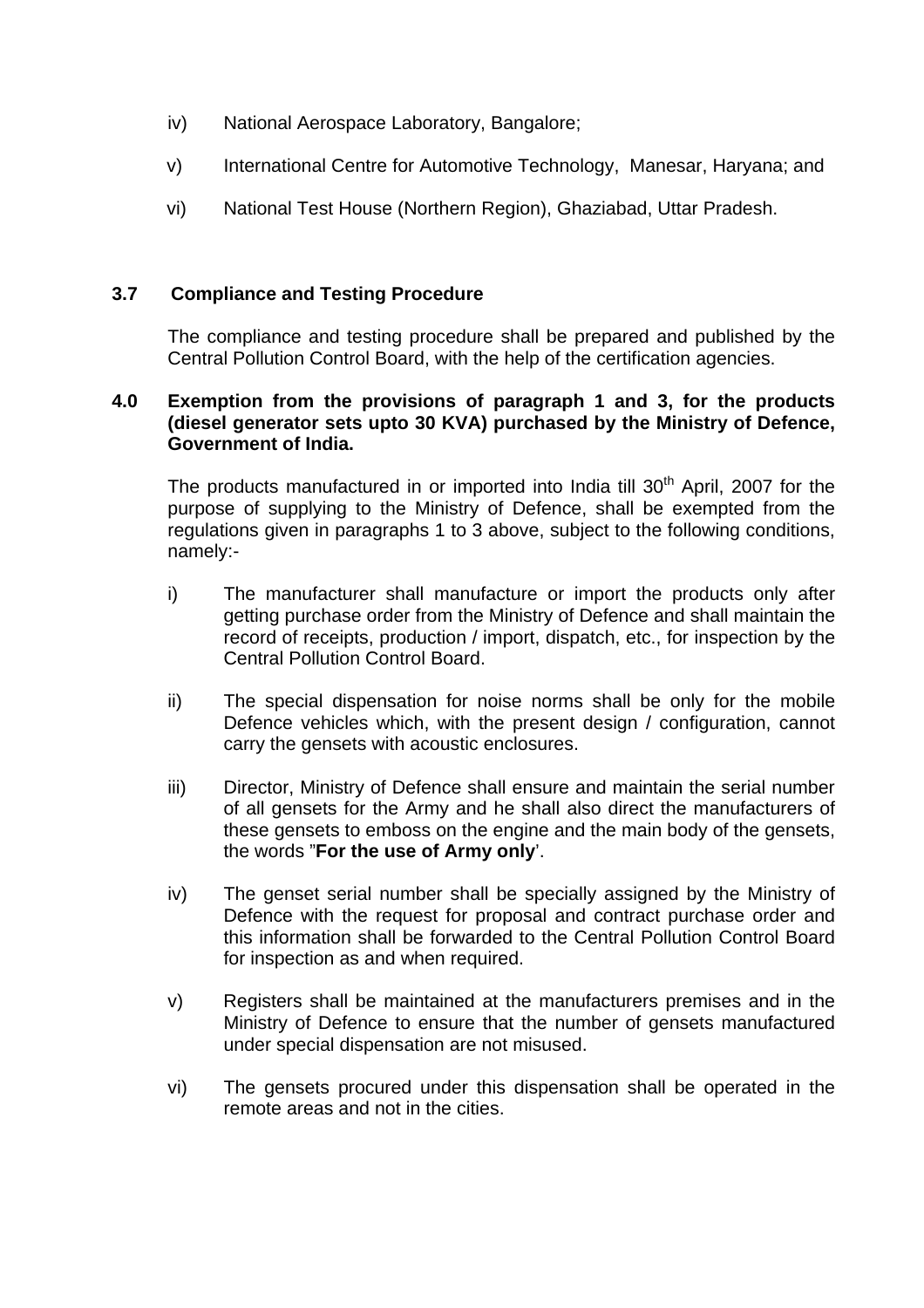iv) National Aerospace Laboratory, Bangalore;

v) International Centre for Automotive Technology, Manesar, Haryana; and

vi) National Test House (Northern Region), Ghaziabad, Uttar Pradesh.

### 3.7 Compliance and Testing Procedure

The compliance and testing procedure shall be prepared and published by the Central Pollution Control Board, with the help of the certification agencies.

### 4.0 Exemption from the provisions of paragraph 1 and 3, for the products (diesel generator sets upto 30 KVA) purchased by the Ministry of Defence, Government of India.

The products manufactured in or imported into India till 30th April, 2007 for the purpose of supplying to the Ministry of Defence, shall be exempted from the regulations given in paragraphs 1 to 3 above, subject to the following conditions, namely:-

i) The manufacturer shall manufacture or import the products only after getting purchase order from the Ministry of Defence and shall maintain the record of receipts, production / import, dispatch, etc., for inspection by the Central Pollution Control Board.

ii) The special dispensation for noise norms shall be only for the mobile Defence vehicles which, with the present design / configuration, cannot carry the gensets with acoustic enclosures.

iii) Director, Ministry of Defence shall ensure and maintain the serial number of all gensets for the Army and he shall also direct the manufacturers of these gensets to emboss on the engine and the main body of the gensets, the words "**For the use of Army only**'.

iv) The genset serial number shall be specially assigned by the Ministry of Defence with the request for proposal and contract purchase order and this information shall be forwarded to the Central Pollution Control Board for inspection as and when required.

v) Registers shall be maintained at the manufacturers premises and in the Ministry of Defence to ensure that the number of gensets manufactured under special dispensation are not misused.

vi) The gensets procured under this dispensation shall be operated in the remote areas and not in the cities.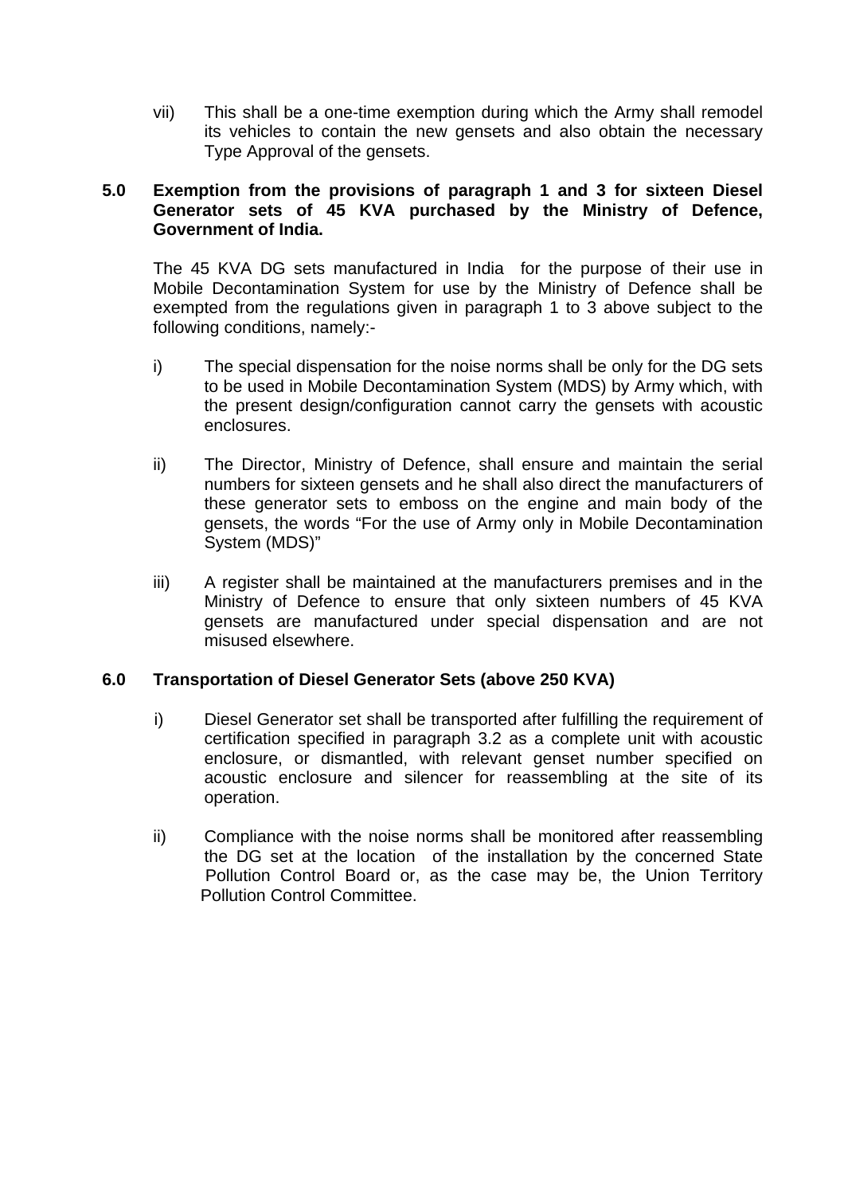vii) This shall be a one-time exemption during which the Army shall remodel its vehicles to contain the new gensets and also obtain the necessary Type Approval of the gensets.

**5.0 Exemption from the provisions of paragraph 1 and 3 for sixteen Diesel Generator sets of 45 KVA purchased by the Ministry of Defence, Government of India.**

The 45 KVA DG sets manufactured in India for the purpose of their use in Mobile Decontamination System for use by the Ministry of Defence shall be exempted from the regulations given in paragraph 1 to 3 above subject to the following conditions, namely:-

i) The special dispensation for the noise norms shall be only for the DG sets to be used in Mobile Decontamination System (MDS) by Army which, with the present design/configuration cannot carry the gensets with acoustic enclosures.

ii) The Director, Ministry of Defence, shall ensure and maintain the serial numbers for sixteen gensets and he shall also direct the manufacturers of these generator sets to emboss on the engine and main body of the gensets, the words "For the use of Army only in Mobile Decontamination System (MDS)"

iii) A register shall be maintained at the manufacturers premises and in the Ministry of Defence to ensure that only sixteen numbers of 45 KVA gensets are manufactured under special dispensation and are not misused elsewhere.

**6.0 Transportation of Diesel Generator Sets (above 250 KVA)**

i) Diesel Generator set shall be transported after fulfilling the requirement of certification specified in paragraph 3.2 as a complete unit with acoustic enclosure, or dismantled, with relevant genset number specified on acoustic enclosure and silencer for reassembling at the site of its operation.

ii) Compliance with the noise norms shall be monitored after reassembling the DG set at the location of the installation by the concerned State Pollution Control Board or, as the case may be, the Union Territory Pollution Control Committee.